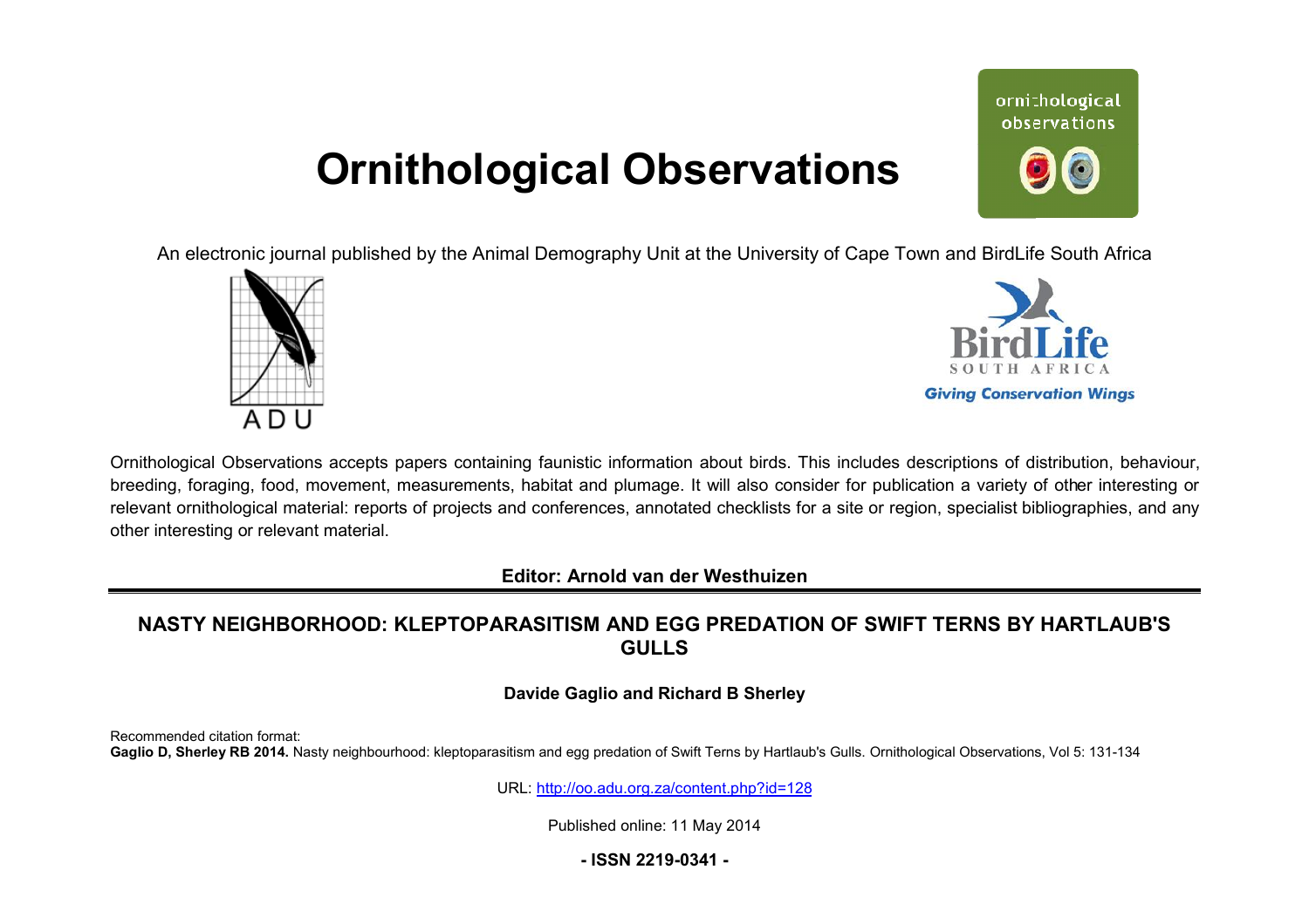# Ornithological Observations

An electronic journal published by the Animal Demography Unit at the University of Cape Town and BirdLife South Africa

Ornithological Observations accepts papers containing faunistic information about birds. This includes descriptions of distribution, behaviour, breeding, foraging, food, movement, measurements, habitat and plumage. It will also consider for publication a variety of other interesting or relevant ornithological material: reports of projects and conferences, annotated checklists for a site or region, specialist bibliographies, and any other interesting or relevant material.

**Editor: Arnold van der Westhuizen**

---

## NASTY NEIGHBORHOOD: KLEPTOPARASITISM AND EGG PREDATION OF SWIFT TERNS BY HARTLAUB'S GULLS

**Davide Gaglio and Richard B Sherley**

Recommended citation format:
**Gaglio D, Sherley RB 2014.** Nasty neighbourhood: kleptoparasitism and egg predation of Swift Terns by Hartlaub's Gulls. Ornithological Observations, Vol 5: 131-134

URL: http://oo.adu.org.za/content.php?id=128

Published online: 11 May 2014

**- ISSN 2219-0341 -**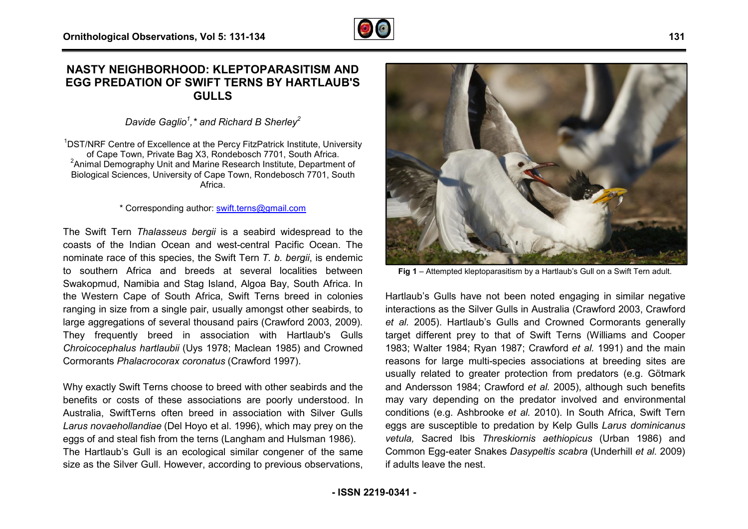# NASTY NEIGHBORHOOD: KLEPTOPARASITISM AND EGG PREDATION OF SWIFT TERNS BY HARTLAUB'S GULLS

*Davide Gaglio[1],\* and Richard B Sherley[2]*

[1]DST/NRF Centre of Excellence at the Percy FitzPatrick Institute, University of Cape Town, Private Bag X3, Rondebosch 7701, South Africa.
[2]Animal Demography Unit and Marine Research Institute, Department of Biological Sciences, University of Cape Town, Rondebosch 7701, South Africa.

\* Corresponding author: swift.terns@gmail.com

The Swift Tern *Thalasseus bergii* is a seabird widespread to the coasts of the Indian Ocean and west-central Pacific Ocean. The nominate race of this species, the Swift Tern *T. b. bergii*, is endemic to southern Africa and breeds at several localities between Swakopmud, Namibia and Stag Island, Algoa Bay, South Africa. In the Western Cape of South Africa, Swift Terns breed in colonies ranging in size from a single pair, usually amongst other seabirds, to large aggregations of several thousand pairs (Crawford 2003, 2009). They frequently breed in association with Hartlaub's Gulls *Chroicocephalus hartlaubii* (Uys 1978; Maclean 1985) and Crowned Cormorants *Phalacrocorax coronatus* (Crawford 1997).

Why exactly Swift Terns choose to breed with other seabirds and the benefits or costs of these associations are poorly understood. In Australia, SwiftTerns often breed in association with Silver Gulls *Larus novaehollandiae* (Del Hoyo et al. 1996), which may prey on the eggs of and steal fish from the terns (Langham and Hulsman 1986). The Hartlaub's Gull is an ecological similar congener of the same size as the Silver Gull. However, according to previous observations, Hartlaub's Gulls have not been noted engaging in similar negative interactions as the Silver Gulls in Australia (Crawford 2003, Crawford *et al.* 2005). Hartlaub's Gulls and Crowned Cormorants generally target different prey to that of Swift Terns (Williams and Cooper 1983; Walter 1984; Ryan 1987; Crawford *et al.* 1991) and the main reasons for large multi-species associations at breeding sites are usually related to greater protection from predators (e.g. Götmark and Andersson 1984; Crawford *et al.* 2005), although such benefits may vary depending on the predator involved and environmental conditions (e.g. Ashbrooke *et al.* 2010). In South Africa, Swift Tern eggs are susceptible to predation by Kelp Gulls *Larus dominicanus vetula,* Sacred Ibis *Threskiornis aethiopicus* (Urban 1986) and Common Egg-eater Snakes *Dasypeltis scabra* (Underhill *et al.* 2009) if adults leave the nest.

**Fig 1** – Attempted kleptoparasitism by a Hartlaub's Gull on a Swift Tern adult.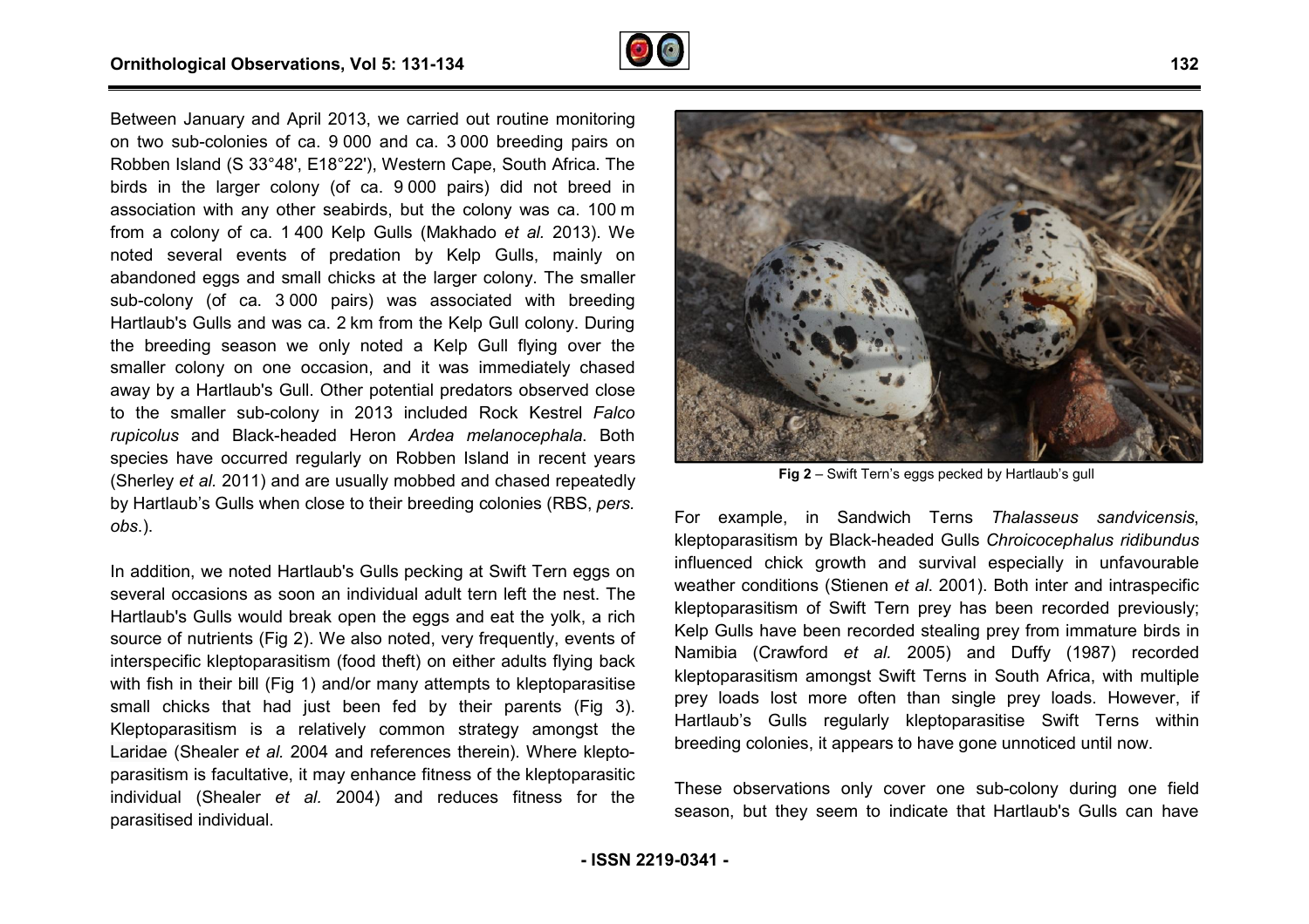Between January and April 2013, we carried out routine monitoring on two sub-colonies of ca. 9 000 and ca. 3 000 breeding pairs on Robben Island (S 33°48', E18°22'), Western Cape, South Africa. The birds in the larger colony (of ca. 9 000 pairs) did not breed in association with any other seabirds, but the colony was ca. 100 m from a colony of ca. 1 400 Kelp Gulls (Makhado *et al.* 2013). We noted several events of predation by Kelp Gulls, mainly on abandoned eggs and small chicks at the larger colony. The smaller sub-colony (of ca. 3 000 pairs) was associated with breeding Hartlaub's Gulls and was ca. 2 km from the Kelp Gull colony. During the breeding season we only noted a Kelp Gull flying over the smaller colony on one occasion, and it was immediately chased away by a Hartlaub's Gull. Other potential predators observed close to the smaller sub-colony in 2013 included Rock Kestrel *Falco rupicolus* and Black-headed Heron *Ardea melanocephala.* Both species have occurred regularly on Robben Island in recent years (Sherley *et al.* 2011) and are usually mobbed and chased repeatedly by Hartlaub's Gulls when close to their breeding colonies (RBS, *pers. obs.*).

In addition, we noted Hartlaub's Gulls pecking at Swift Tern eggs on several occasions as soon an individual adult tern left the nest. The Hartlaub's Gulls would break open the eggs and eat the yolk, a rich source of nutrients (Fig 2). We also noted, very frequently, events of interspecific kleptoparasitism (food theft) on either adults flying back with fish in their bill (Fig 1) and/or many attempts to kleptoparasitise small chicks that had just been fed by their parents (Fig 3). Kleptoparasitism is a relatively common strategy amongst the Laridae (Shealer *et al.* 2004 and references therein). Where klepto-parasitism is facultative, it may enhance fitness of the kleptoparasitic individual (Shealer *et al.* 2004) and reduces fitness for the parasitised individual.

**Fig 2** – Swift Tern's eggs pecked by Hartlaub's gull

For example, in Sandwich Terns *Thalasseus sandvicensis*, kleptoparasitism by Black-headed Gulls *Chroicocephalus ridibundus* influenced chick growth and survival especially in unfavourable weather conditions (Stienen *et al*. 2001). Both inter and intraspecific kleptoparasitism of Swift Tern prey has been recorded previously; Kelp Gulls have been recorded stealing prey from immature birds in Namibia (Crawford *et al.* 2005) and Duffy (1987) recorded kleptoparasitism amongst Swift Terns in South Africa, with multiple prey loads lost more often than single prey loads. However, if Hartlaub's Gulls regularly kleptoparasitise Swift Terns within breeding colonies, it appears to have gone unnoticed until now.

These observations only cover one sub-colony during one field season, but they seem to indicate that Hartlaub's Gulls can have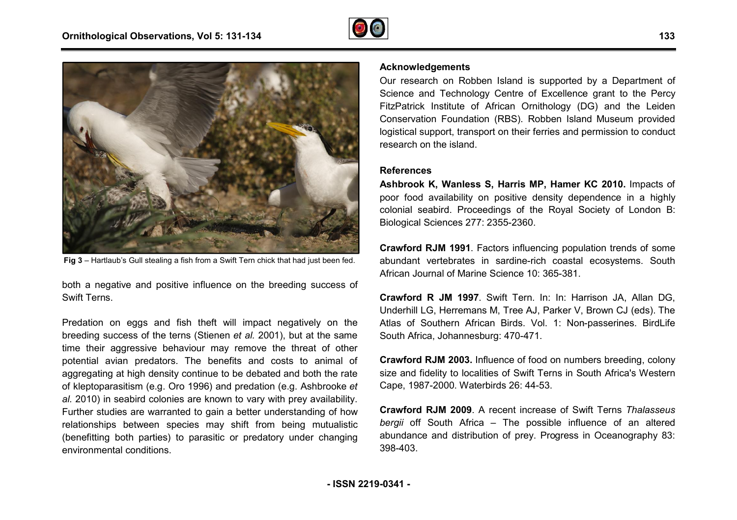Fig 3 – Hartlaub's Gull stealing a fish from a Swift Tern chick that had just been fed.

both a negative and positive influence on the breeding success of Swift Terns.

Predation on eggs and fish theft will impact negatively on the breeding success of the terns (Stienen *et al.* 2001), but at the same time their aggressive behaviour may remove the threat of other potential avian predators. The benefits and costs to animal of aggregating at high density continue to be debated and both the rate of kleptoparasitism (e.g. Oro 1996) and predation (e.g. Ashbrooke *et al.* 2010) in seabird colonies are known to vary with prey availability. Further studies are warranted to gain a better understanding of how relationships between species may shift from being mutualistic (benefitting both parties) to parasitic or predatory under changing environmental conditions.

## Acknowledgements

Our research on Robben Island is supported by a Department of Science and Technology Centre of Excellence grant to the Percy FitzPatrick Institute of African Ornithology (DG) and the Leiden Conservation Foundation (RBS). Robben Island Museum provided logistical support, transport on their ferries and permission to conduct research on the island.

## References

**Ashbrook K, Wanless S, Harris MP, Hamer KC 2010.** Impacts of poor food availability on positive density dependence in a highly colonial seabird. Proceedings of the Royal Society of London B: Biological Sciences 277: 2355-2360.

**Crawford RJM 1991**. Factors influencing population trends of some abundant vertebrates in sardine-rich coastal ecosystems. South African Journal of Marine Science 10: 365-381.

**Crawford R JM 1997**. Swift Tern. In: In: Harrison JA, Allan DG, Underhill LG, Herremans M, Tree AJ, Parker V, Brown CJ (eds). The Atlas of Southern African Birds. Vol. 1: Non-passerines. BirdLife South Africa, Johannesburg: 470-471.

**Crawford RJM 2003.** Influence of food on numbers breeding, colony size and fidelity to localities of Swift Terns in South Africa's Western Cape, 1987-2000. Waterbirds 26: 44-53.

**Crawford RJM 2009**. A recent increase of Swift Terns *Thalasseus bergii* off South Africa – The possible influence of an altered abundance and distribution of prey. Progress in Oceanography 83: 398-403.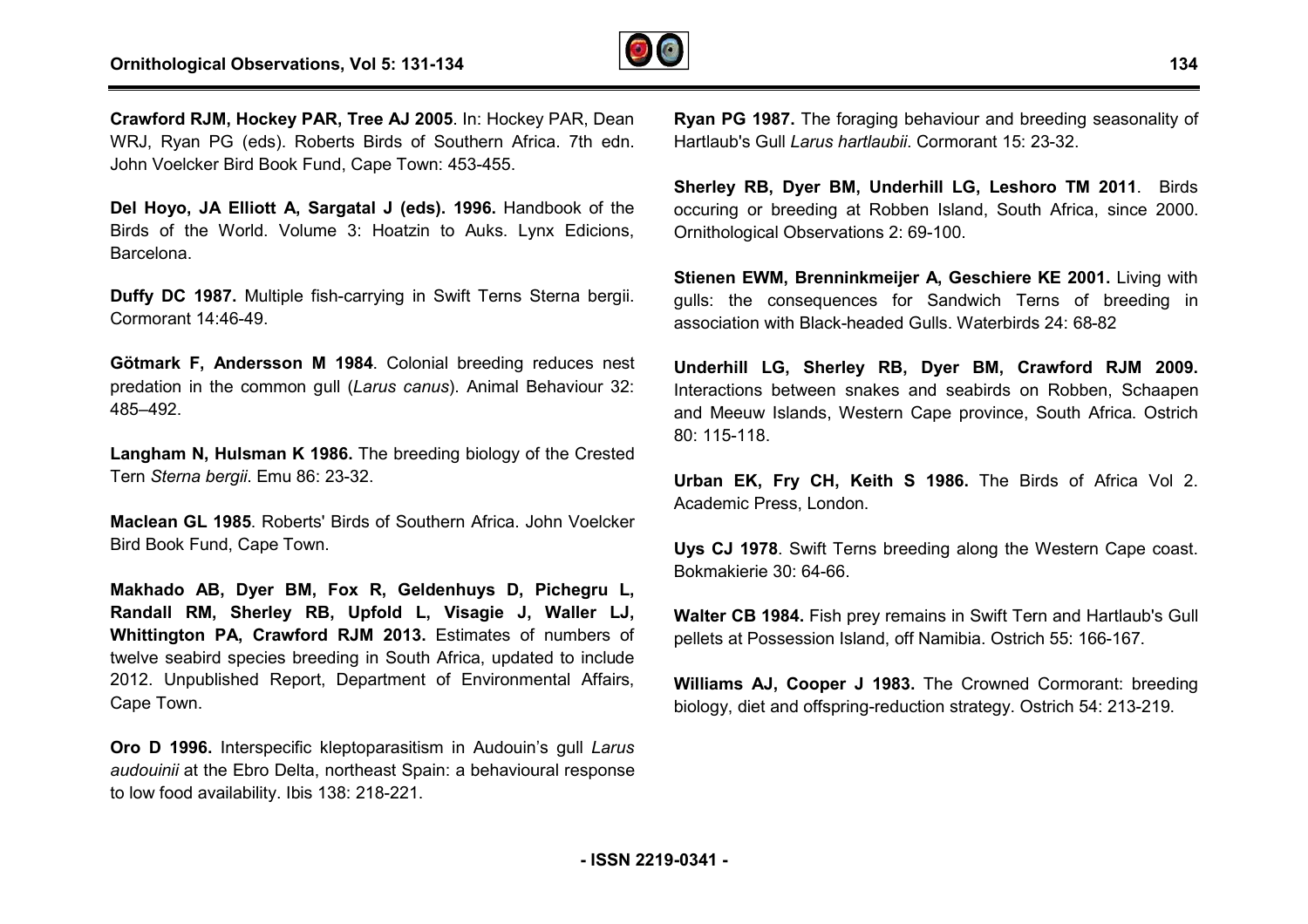**Crawford RJM, Hockey PAR, Tree AJ 2005**. In: Hockey PAR, Dean WRJ, Ryan PG (eds). Roberts Birds of Southern Africa. 7th edn. John Voelcker Bird Book Fund, Cape Town: 453-455.

**Del Hoyo, JA Elliott A, Sargatal J (eds). 1996.** Handbook of the Birds of the World. Volume 3: Hoatzin to Auks. Lynx Edicions, Barcelona.

**Duffy DC 1987.** Multiple fish-carrying in Swift Terns Sterna bergii. Cormorant 14:46-49.

**Götmark F, Andersson M 1984**. Colonial breeding reduces nest predation in the common gull (*Larus canus*). Animal Behaviour 32: 485–492.

**Langham N, Hulsman K 1986.** The breeding biology of the Crested Tern *Sterna bergii*. Emu 86: 23-32.

**Maclean GL 1985**. Roberts' Birds of Southern Africa. John Voelcker Bird Book Fund, Cape Town.

**Makhado AB, Dyer BM, Fox R, Geldenhuys D, Pichegru L, Randall RM, Sherley RB, Upfold L, Visagie J, Waller LJ, Whittington PA, Crawford RJM 2013.** Estimates of numbers of twelve seabird species breeding in South Africa, updated to include 2012. Unpublished Report, Department of Environmental Affairs, Cape Town.

**Oro D 1996.** Interspecific kleptoparasitism in Audouin's gull *Larus audouinii* at the Ebro Delta, northeast Spain: a behavioural response to low food availability. Ibis 138: 218-221.

**Ryan PG 1987.** The foraging behaviour and breeding seasonality of Hartlaub's Gull *Larus hartlaubii*. Cormorant 15: 23-32.

**Sherley RB, Dyer BM, Underhill LG, Leshoro TM 2011**. Birds occuring or breeding at Robben Island, South Africa, since 2000. Ornithological Observations 2: 69-100.

**Stienen EWM, Brenninkmeijer A, Geschiere KE 2001.** Living with gulls: the consequences for Sandwich Terns of breeding in association with Black-headed Gulls. Waterbirds 24: 68-82

**Underhill LG, Sherley RB, Dyer BM, Crawford RJM 2009.** Interactions between snakes and seabirds on Robben, Schaapen and Meeuw Islands, Western Cape province, South Africa. Ostrich 80: 115-118.

**Urban EK, Fry CH, Keith S 1986.** The Birds of Africa Vol 2. Academic Press, London.

**Uys CJ 1978**. Swift Terns breeding along the Western Cape coast. Bokmakierie 30: 64-66.

**Walter CB 1984.** Fish prey remains in Swift Tern and Hartlaub's Gull pellets at Possession Island, off Namibia. Ostrich 55: 166-167.

**Williams AJ, Cooper J 1983.** The Crowned Cormorant: breeding biology, diet and offspring-reduction strategy. Ostrich 54: 213-219.

**- ISSN 2219-0341 -**